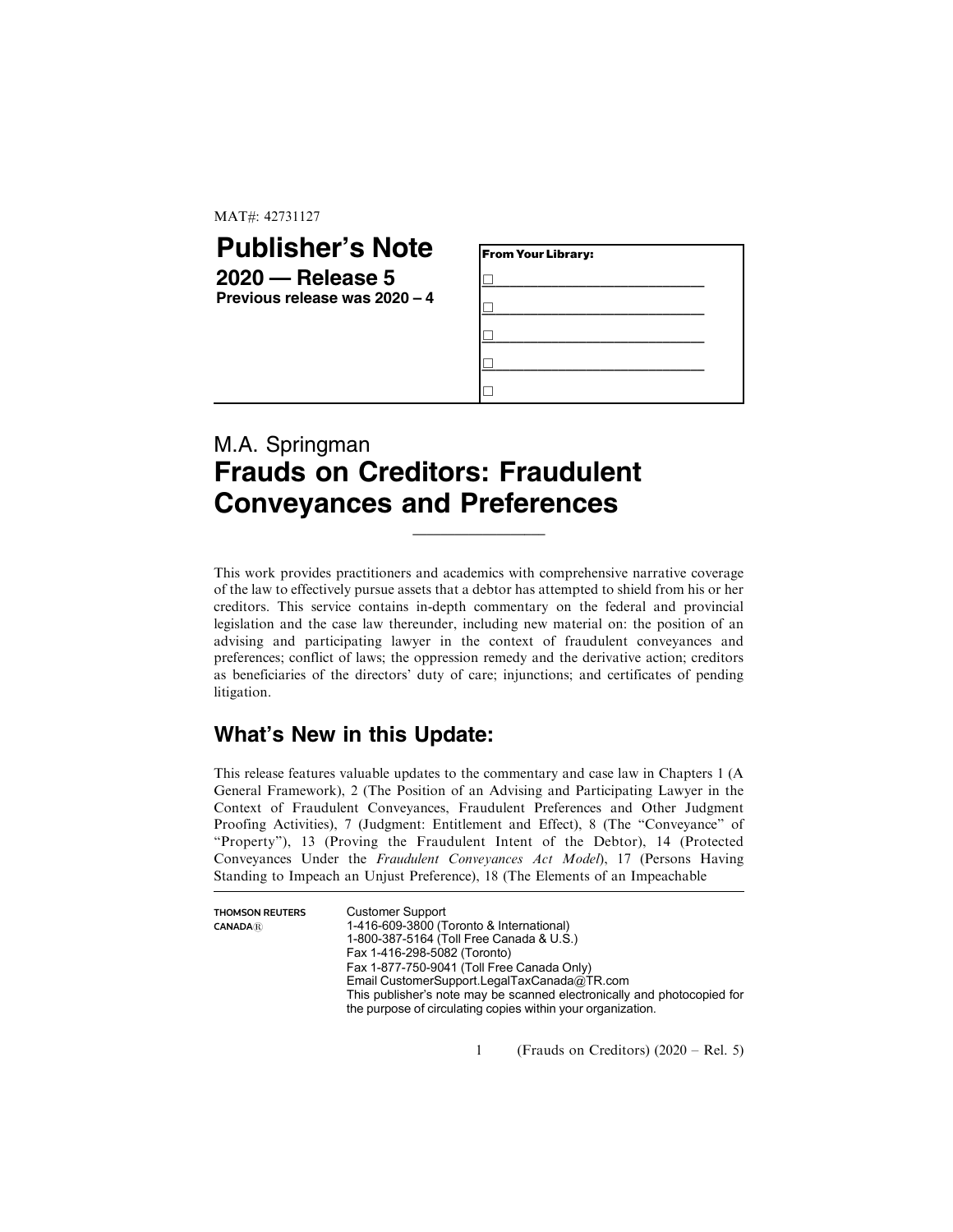MAT#: 42731127

# Publisher's Note

**2020 — Release 5**
**Previous release was 2020 – 4**

**From Your Library:**

☐ ____________________________

☐ ____________________________

☐ ____________________________

☐ ____________________________

☐

M.A. Springman

# Frauds on Creditors: Fraudulent Conveyances and Preferences

This work provides practitioners and academics with comprehensive narrative coverage of the law to effectively pursue assets that a debtor has attempted to shield from his or her creditors. This service contains in-depth commentary on the federal and provincial legislation and the case law thereunder, including new material on: the position of an advising and participating lawyer in the context of fraudulent conveyances and preferences; conflict of laws; the oppression remedy and the derivative action; creditors as beneficiaries of the directors' duty of care; injunctions; and certificates of pending litigation.

## What's New in this Update:

This release features valuable updates to the commentary and case law in Chapters 1 (A General Framework), 2 (The Position of an Advising and Participating Lawyer in the Context of Fraudulent Conveyances, Fraudulent Preferences and Other Judgment Proofing Activities), 7 (Judgment: Entitlement and Effect), 8 (The "Conveyance" of "Property"), 13 (Proving the Fraudulent Intent of the Debtor), 14 (Protected Conveyances Under the *Fraudulent Conveyances Act Model*), 17 (Persons Having Standing to Impeach an Unjust Preference), 18 (The Elements of an Impeachable

**THOMSON REUTERS CANADA®**

Customer Support
1-416-609-3800 (Toronto & International)
1-800-387-5164 (Toll Free Canada & U.S.)
Fax 1-416-298-5082 (Toronto)
Fax 1-877-750-9041 (Toll Free Canada Only)
Email CustomerSupport.LegalTaxCanada@TR.com
This publisher's note may be scanned electronically and photocopied for the purpose of circulating copies within your organization.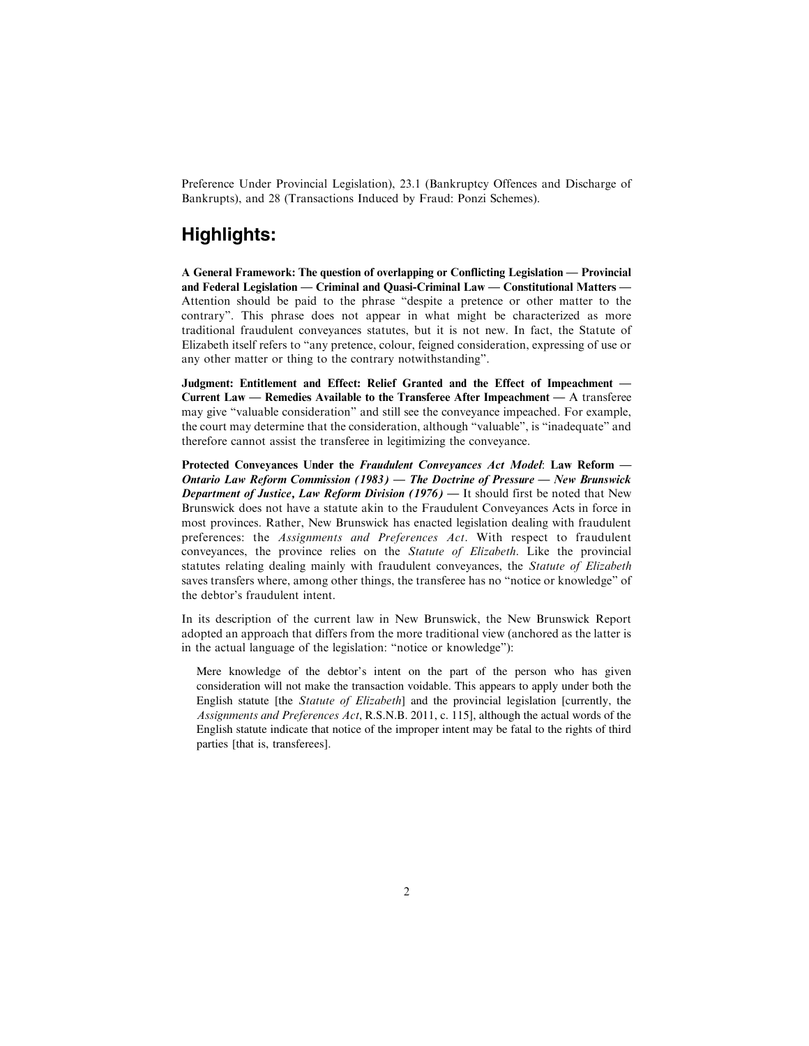Preference Under Provincial Legislation), 23.1 (Bankruptcy Offences and Discharge of Bankrupts), and 28 (Transactions Induced by Fraud: Ponzi Schemes).

## Highlights:

**A General Framework: The question of overlapping or Conflicting Legislation — Provincial and Federal Legislation — Criminal and Quasi-Criminal Law — Constitutional Matters —** Attention should be paid to the phrase "despite a pretence or other matter to the contrary". This phrase does not appear in what might be characterized as more traditional fraudulent conveyances statutes, but it is not new. In fact, the Statute of Elizabeth itself refers to "any pretence, colour, feigned consideration, expressing of use or any other matter or thing to the contrary notwithstanding".

**Judgment: Entitlement and Effect: Relief Granted and the Effect of Impeachment — Current Law — Remedies Available to the Transferee After Impeachment —** A transferee may give "valuable consideration" and still see the conveyance impeached. For example, the court may determine that the consideration, although "valuable", is "inadequate" and therefore cannot assist the transferee in legitimizing the conveyance.

**Protected Conveyances Under the *Fraudulent Conveyances Act Model*: Law Reform — *Ontario Law Reform Commission (1983) — The Doctrine of Pressure — New Brunswick Department of Justice, Law Reform Division (1976)* —** It should first be noted that New Brunswick does not have a statute akin to the Fraudulent Conveyances Acts in force in most provinces. Rather, New Brunswick has enacted legislation dealing with fraudulent preferences: the *Assignments and Preferences Act*. With respect to fraudulent conveyances, the province relies on the *Statute of Elizabeth*. Like the provincial statutes relating dealing mainly with fraudulent conveyances, the *Statute of Elizabeth* saves transfers where, among other things, the transferee has no "notice or knowledge" of the debtor's fraudulent intent.

In its description of the current law in New Brunswick, the New Brunswick Report adopted an approach that differs from the more traditional view (anchored as the latter is in the actual language of the legislation: "notice or knowledge"):

> Mere knowledge of the debtor's intent on the part of the person who has given consideration will not make the transaction voidable. This appears to apply under both the English statute [the *Statute of Elizabeth*] and the provincial legislation [currently, the *Assignments and Preferences Act*, R.S.N.B. 2011, c. 115], although the actual words of the English statute indicate that notice of the improper intent may be fatal to the rights of third parties [that is, transferees].